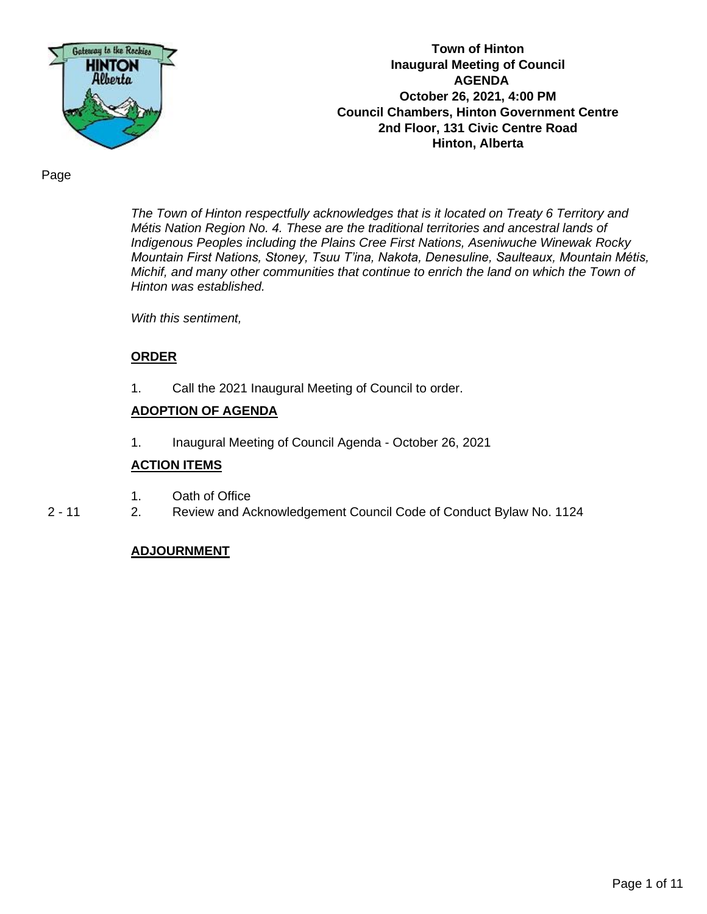**Town of Hinton**
**Inaugural Meeting of Council**
**AGENDA**
**October 26, 2021, 4:00 PM**
**Council Chambers, Hinton Government Centre**
**2nd Floor, 131 Civic Centre Road**
**Hinton, Alberta**

Page

*The Town of Hinton respectfully acknowledges that is it located on Treaty 6 Territory and Métis Nation Region No. 4. These are the traditional territories and ancestral lands of Indigenous Peoples including the Plains Cree First Nations, Aseniwuche Winewak Rocky Mountain First Nations, Stoney, Tsuu T'ina, Nakota, Denesuline, Saulteaux, Mountain Métis, Michif, and many other communities that continue to enrich the land on which the Town of Hinton was established.*

*With this sentiment,*

**ORDER**

1. Call the 2021 Inaugural Meeting of Council to order.

**ADOPTION OF AGENDA**

1. Inaugural Meeting of Council Agenda - October 26, 2021

**ACTION ITEMS**

1. Oath of Office

2 - 11 — 2. Review and Acknowledgement Council Code of Conduct Bylaw No. 1124

**ADJOURNMENT**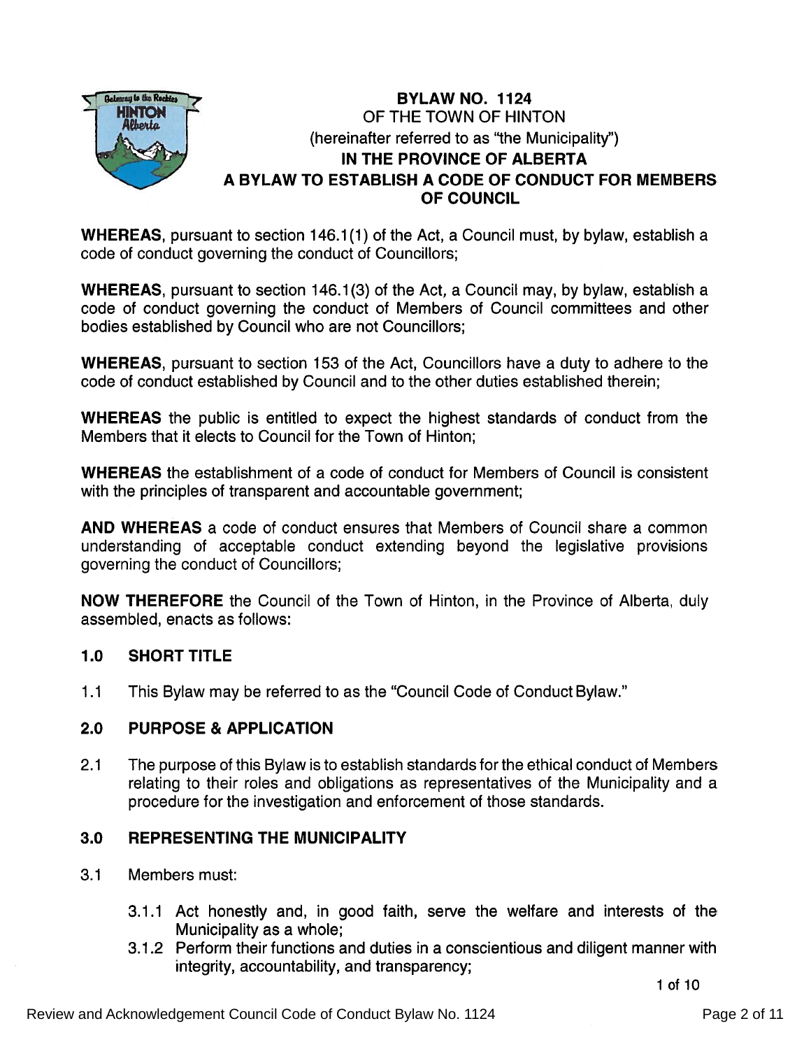# BYLAW NO. 1124
## OF THE TOWN OF HINTON
(hereinafter referred to as "the Municipality")
## IN THE PROVINCE OF ALBERTA
## A BYLAW TO ESTABLISH A CODE OF CONDUCT FOR MEMBERS OF COUNCIL

**WHEREAS**, pursuant to section 146.1(1) of the Act, a Council must, by bylaw, establish a code of conduct governing the conduct of Councillors;

**WHEREAS**, pursuant to section 146.1(3) of the Act, a Council may, by bylaw, establish a code of conduct governing the conduct of Members of Council committees and other bodies established by Council who are not Councillors;

**WHEREAS**, pursuant to section 153 of the Act, Councillors have a duty to adhere to the code of conduct established by Council and to the other duties established therein;

**WHEREAS** the public is entitled to expect the highest standards of conduct from the Members that it elects to Council for the Town of Hinton;

**WHEREAS** the establishment of a code of conduct for Members of Council is consistent with the principles of transparent and accountable government;

**AND WHEREAS** a code of conduct ensures that Members of Council share a common understanding of acceptable conduct extending beyond the legislative provisions governing the conduct of Councillors;

**NOW THEREFORE** the Council of the Town of Hinton, in the Province of Alberta, duly assembled, enacts as follows:

### 1.0 SHORT TITLE

1.1 This Bylaw may be referred to as the "Council Code of Conduct Bylaw."

### 2.0 PURPOSE & APPLICATION

2.1 The purpose of this Bylaw is to establish standards for the ethical conduct of Members relating to their roles and obligations as representatives of the Municipality and a procedure for the investigation and enforcement of those standards.

### 3.0 REPRESENTING THE MUNICIPALITY

3.1 Members must:

3.1.1 Act honestly and, in good faith, serve the welfare and interests of the Municipality as a whole;

3.1.2 Perform their functions and duties in a conscientious and diligent manner with integrity, accountability, and transparency;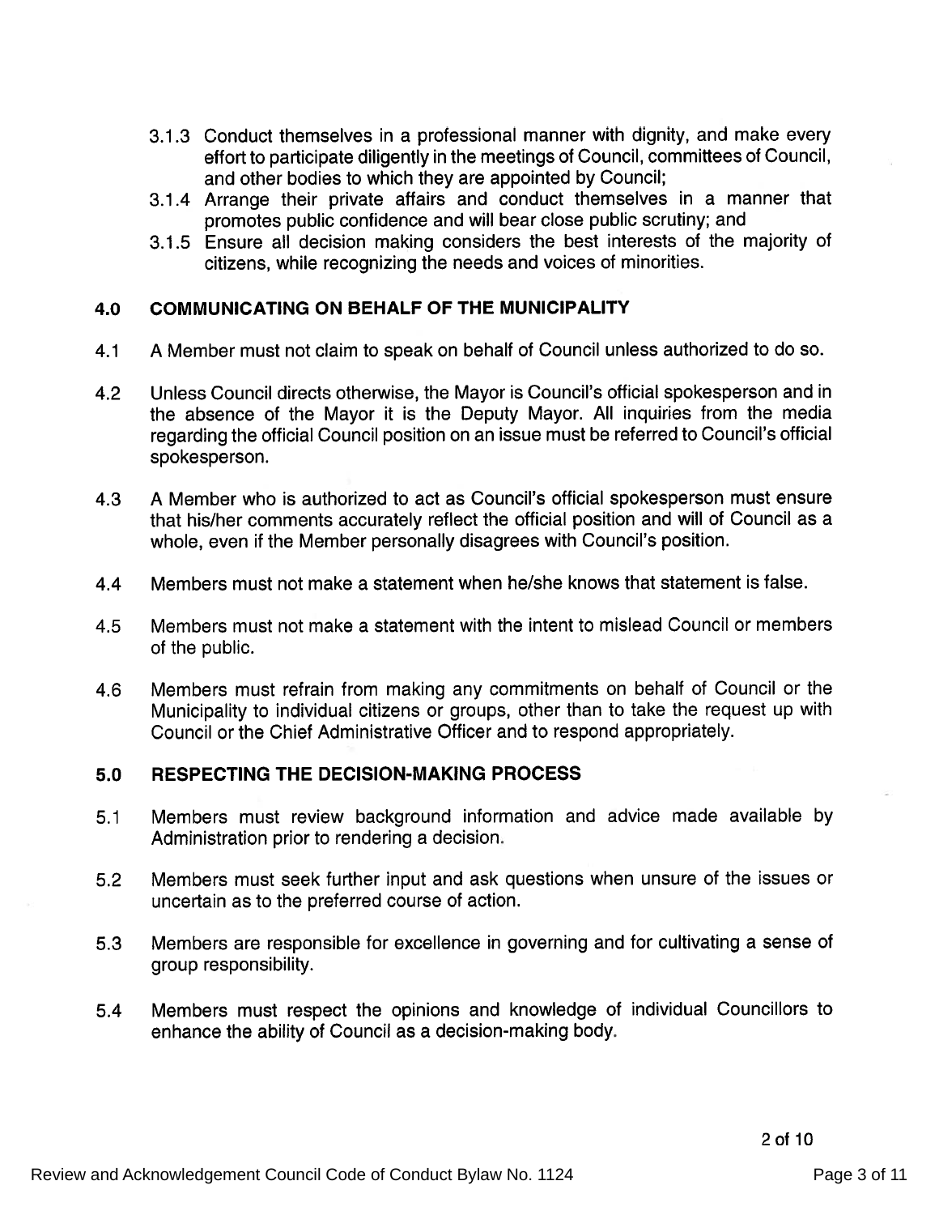3.1.3 Conduct themselves in a professional manner with dignity, and make every effort to participate diligently in the meetings of Council, committees of Council, and other bodies to which they are appointed by Council;

3.1.4 Arrange their private affairs and conduct themselves in a manner that promotes public confidence and will bear close public scrutiny; and

3.1.5 Ensure all decision making considers the best interests of the majority of citizens, while recognizing the needs and voices of minorities.

## 4.0 COMMUNICATING ON BEHALF OF THE MUNICIPALITY

4.1 A Member must not claim to speak on behalf of Council unless authorized to do so.

4.2 Unless Council directs otherwise, the Mayor is Council's official spokesperson and in the absence of the Mayor it is the Deputy Mayor. All inquiries from the media regarding the official Council position on an issue must be referred to Council's official spokesperson.

4.3 A Member who is authorized to act as Council's official spokesperson must ensure that his/her comments accurately reflect the official position and will of Council as a whole, even if the Member personally disagrees with Council's position.

4.4 Members must not make a statement when he/she knows that statement is false.

4.5 Members must not make a statement with the intent to mislead Council or members of the public.

4.6 Members must refrain from making any commitments on behalf of Council or the Municipality to individual citizens or groups, other than to take the request up with Council or the Chief Administrative Officer and to respond appropriately.

## 5.0 RESPECTING THE DECISION-MAKING PROCESS

5.1 Members must review background information and advice made available by Administration prior to rendering a decision.

5.2 Members must seek further input and ask questions when unsure of the issues or uncertain as to the preferred course of action.

5.3 Members are responsible for excellence in governing and for cultivating a sense of group responsibility.

5.4 Members must respect the opinions and knowledge of individual Councillors to enhance the ability of Council as a decision-making body.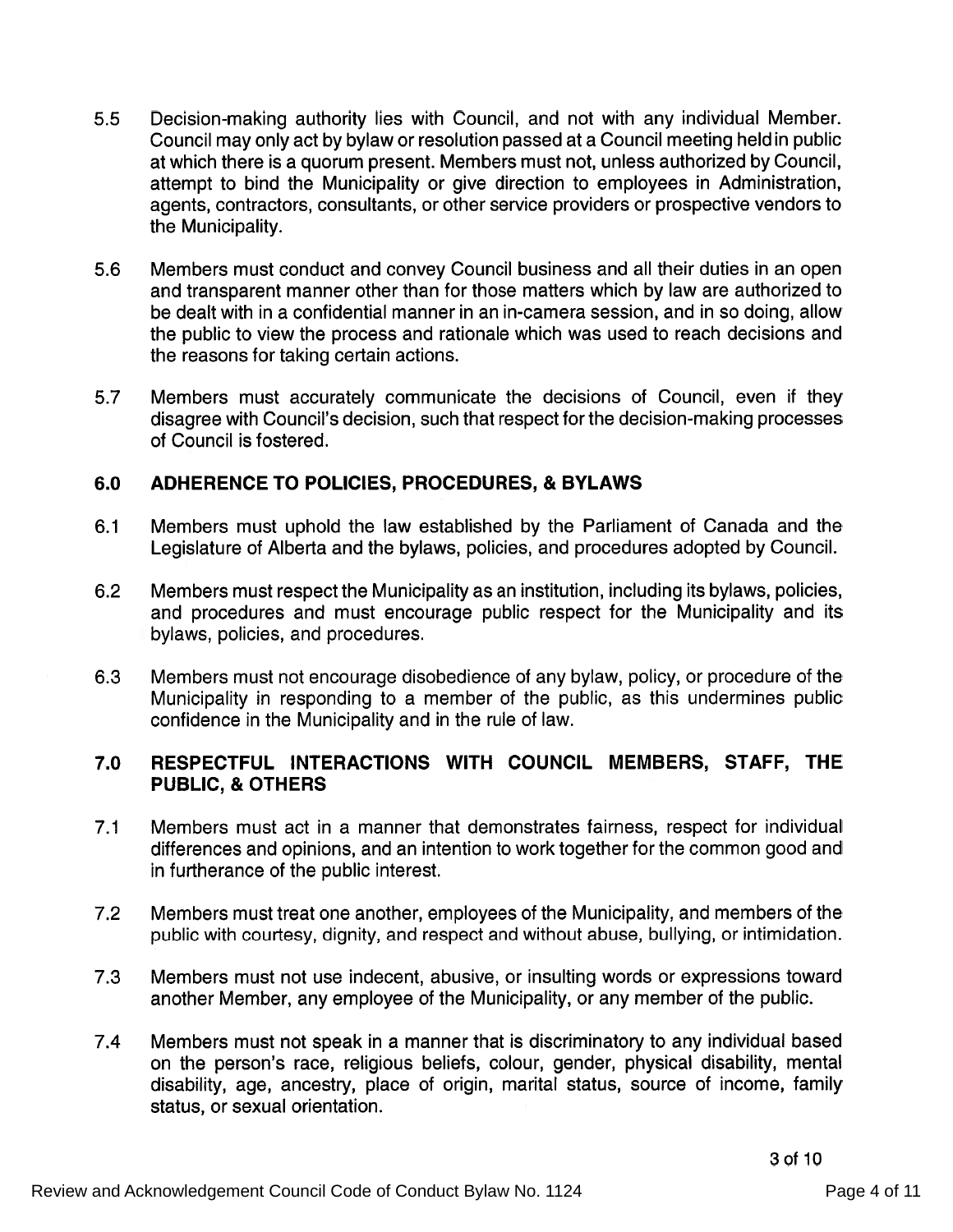5.5 Decision-making authority lies with Council, and not with any individual Member. Council may only act by bylaw or resolution passed at a Council meeting held in public at which there is a quorum present. Members must not, unless authorized by Council, attempt to bind the Municipality or give direction to employees in Administration, agents, contractors, consultants, or other service providers or prospective vendors to the Municipality.

5.6 Members must conduct and convey Council business and all their duties in an open and transparent manner other than for those matters which by law are authorized to be dealt with in a confidential manner in an in-camera session, and in so doing, allow the public to view the process and rationale which was used to reach decisions and the reasons for taking certain actions.

5.7 Members must accurately communicate the decisions of Council, even if they disagree with Council's decision, such that respect for the decision-making processes of Council is fostered.

## 6.0 ADHERENCE TO POLICIES, PROCEDURES, & BYLAWS

6.1 Members must uphold the law established by the Parliament of Canada and the Legislature of Alberta and the bylaws, policies, and procedures adopted by Council.

6.2 Members must respect the Municipality as an institution, including its bylaws, policies, and procedures and must encourage public respect for the Municipality and its bylaws, policies, and procedures.

6.3 Members must not encourage disobedience of any bylaw, policy, or procedure of the Municipality in responding to a member of the public, as this undermines public confidence in the Municipality and in the rule of law.

## 7.0 RESPECTFUL INTERACTIONS WITH COUNCIL MEMBERS, STAFF, THE PUBLIC, & OTHERS

7.1 Members must act in a manner that demonstrates fairness, respect for individual differences and opinions, and an intention to work together for the common good and in furtherance of the public interest.

7.2 Members must treat one another, employees of the Municipality, and members of the public with courtesy, dignity, and respect and without abuse, bullying, or intimidation.

7.3 Members must not use indecent, abusive, or insulting words or expressions toward another Member, any employee of the Municipality, or any member of the public.

7.4 Members must not speak in a manner that is discriminatory to any individual based on the person's race, religious beliefs, colour, gender, physical disability, mental disability, age, ancestry, place of origin, marital status, source of income, family status, or sexual orientation.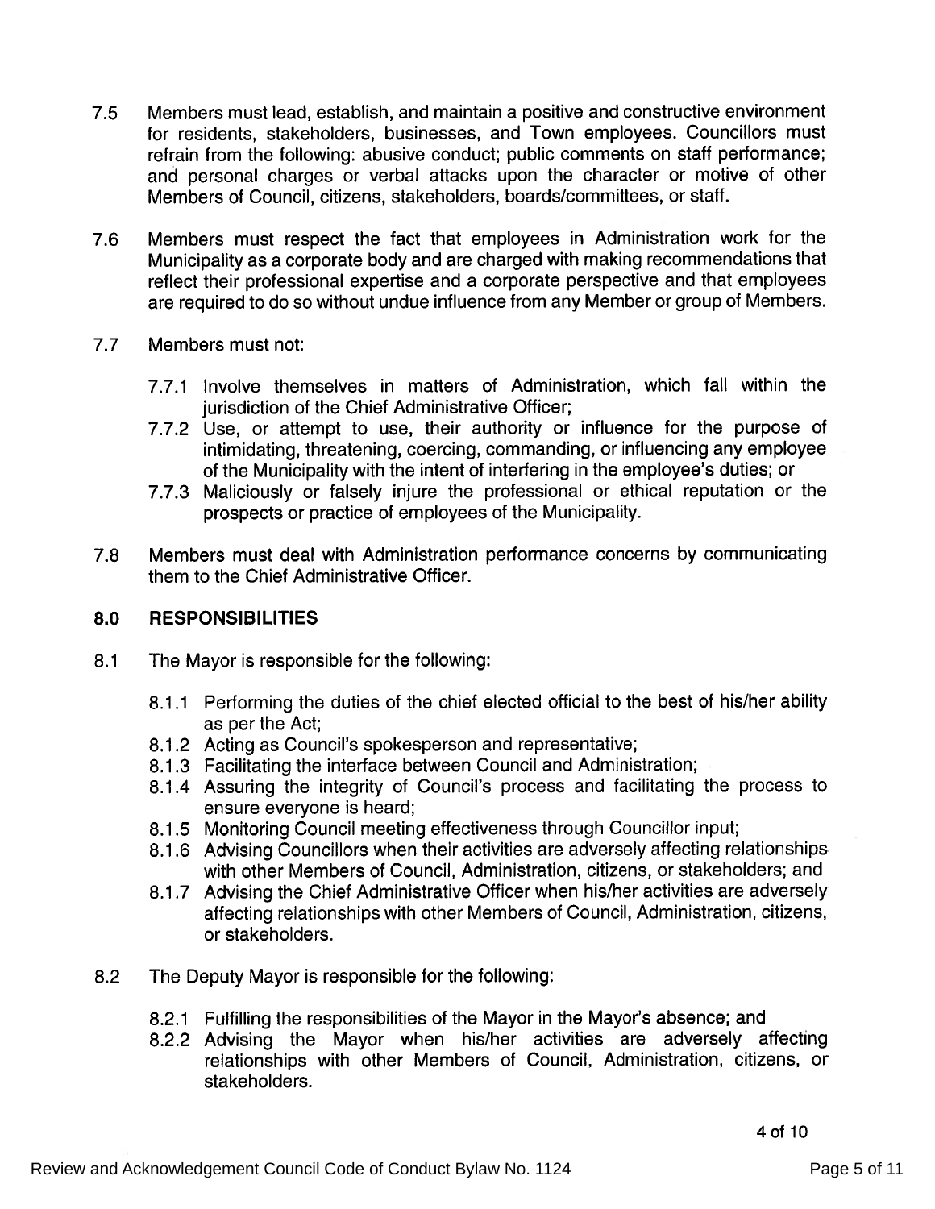7.5 Members must lead, establish, and maintain a positive and constructive environment for residents, stakeholders, businesses, and Town employees. Councillors must refrain from the following: abusive conduct; public comments on staff performance; and personal charges or verbal attacks upon the character or motive of other Members of Council, citizens, stakeholders, boards/committees, or staff.

7.6 Members must respect the fact that employees in Administration work for the Municipality as a corporate body and are charged with making recommendations that reflect their professional expertise and a corporate perspective and that employees are required to do so without undue influence from any Member or group of Members.

7.7 Members must not:

- 7.7.1 Involve themselves in matters of Administration, which fall within the jurisdiction of the Chief Administrative Officer;
- 7.7.2 Use, or attempt to use, their authority or influence for the purpose of intimidating, threatening, coercing, commanding, or influencing any employee of the Municipality with the intent of interfering in the employee's duties; or
- 7.7.3 Maliciously or falsely injure the professional or ethical reputation or the prospects or practice of employees of the Municipality.

7.8 Members must deal with Administration performance concerns by communicating them to the Chief Administrative Officer.

## 8.0 RESPONSIBILITIES

8.1 The Mayor is responsible for the following:

- 8.1.1 Performing the duties of the chief elected official to the best of his/her ability as per the Act;
- 8.1.2 Acting as Council's spokesperson and representative;
- 8.1.3 Facilitating the interface between Council and Administration;
- 8.1.4 Assuring the integrity of Council's process and facilitating the process to ensure everyone is heard;
- 8.1.5 Monitoring Council meeting effectiveness through Councillor input;
- 8.1.6 Advising Councillors when their activities are adversely affecting relationships with other Members of Council, Administration, citizens, or stakeholders; and
- 8.1.7 Advising the Chief Administrative Officer when his/her activities are adversely affecting relationships with other Members of Council, Administration, citizens, or stakeholders.

8.2 The Deputy Mayor is responsible for the following:

- 8.2.1 Fulfilling the responsibilities of the Mayor in the Mayor's absence; and
- 8.2.2 Advising the Mayor when his/her activities are adversely affecting relationships with other Members of Council, Administration, citizens, or stakeholders.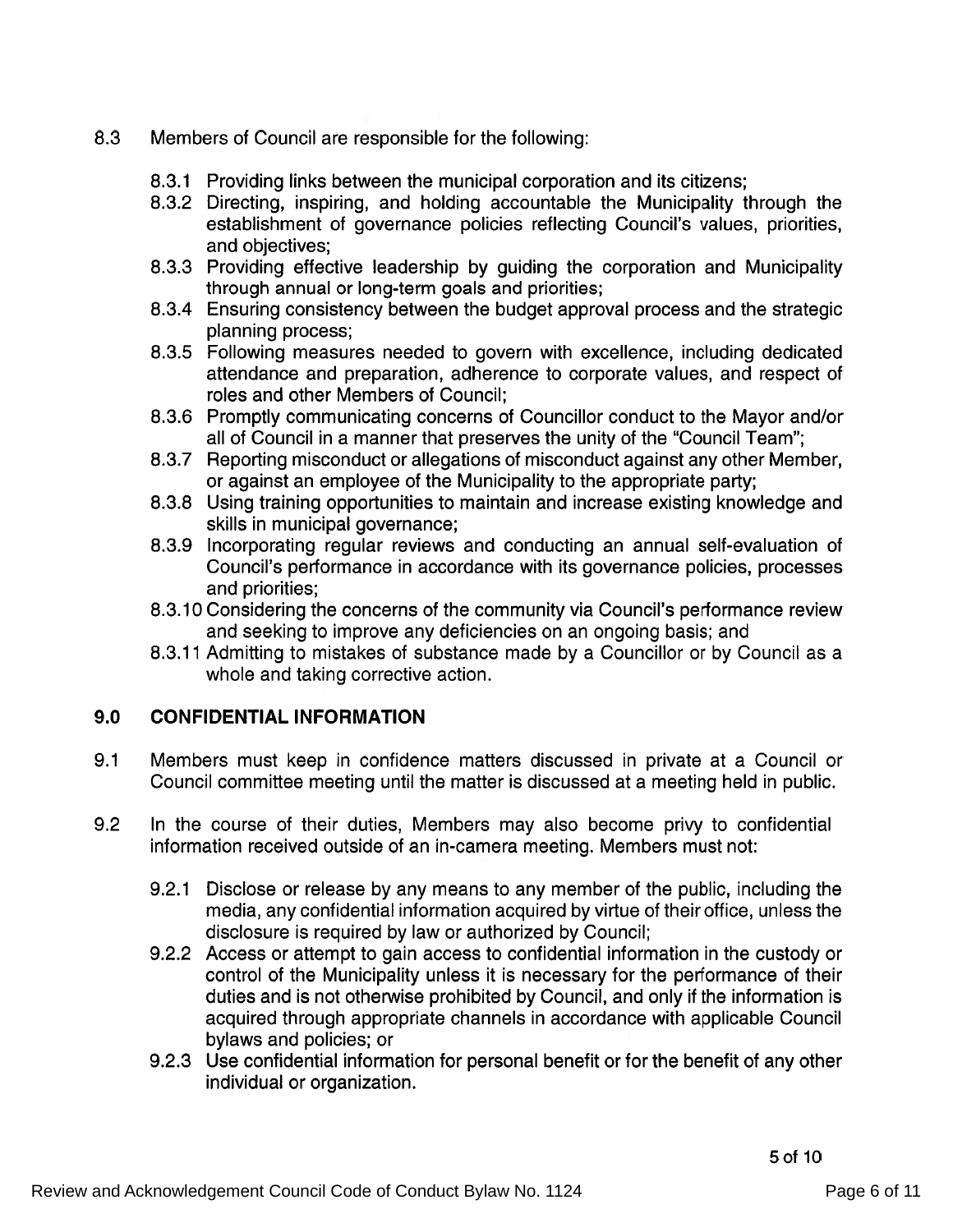8.3 Members of Council are responsible for the following:

8.3.1 Providing links between the municipal corporation and its citizens;

8.3.2 Directing, inspiring, and holding accountable the Municipality through the establishment of governance policies reflecting Council's values, priorities, and objectives;

8.3.3 Providing effective leadership by guiding the corporation and Municipality through annual or long-term goals and priorities;

8.3.4 Ensuring consistency between the budget approval process and the strategic planning process;

8.3.5 Following measures needed to govern with excellence, including dedicated attendance and preparation, adherence to corporate values, and respect of roles and other Members of Council;

8.3.6 Promptly communicating concerns of Councillor conduct to the Mayor and/or all of Council in a manner that preserves the unity of the "Council Team";

8.3.7 Reporting misconduct or allegations of misconduct against any other Member, or against an employee of the Municipality to the appropriate party;

8.3.8 Using training opportunities to maintain and increase existing knowledge and skills in municipal governance;

8.3.9 Incorporating regular reviews and conducting an annual self-evaluation of Council's performance in accordance with its governance policies, processes and priorities;

8.3.10 Considering the concerns of the community via Council's performance review and seeking to improve any deficiencies on an ongoing basis; and

8.3.11 Admitting to mistakes of substance made by a Councillor or by Council as a whole and taking corrective action.

## 9.0 CONFIDENTIAL INFORMATION

9.1 Members must keep in confidence matters discussed in private at a Council or Council committee meeting until the matter is discussed at a meeting held in public.

9.2 In the course of their duties, Members may also become privy to confidential information received outside of an in-camera meeting. Members must not:

9.2.1 Disclose or release by any means to any member of the public, including the media, any confidential information acquired by virtue of their office, unless the disclosure is required by law or authorized by Council;

9.2.2 Access or attempt to gain access to confidential information in the custody or control of the Municipality unless it is necessary for the performance of their duties and is not otherwise prohibited by Council, and only if the information is acquired through appropriate channels in accordance with applicable Council bylaws and policies; or

9.2.3 Use confidential information for personal benefit or for the benefit of any other individual or organization.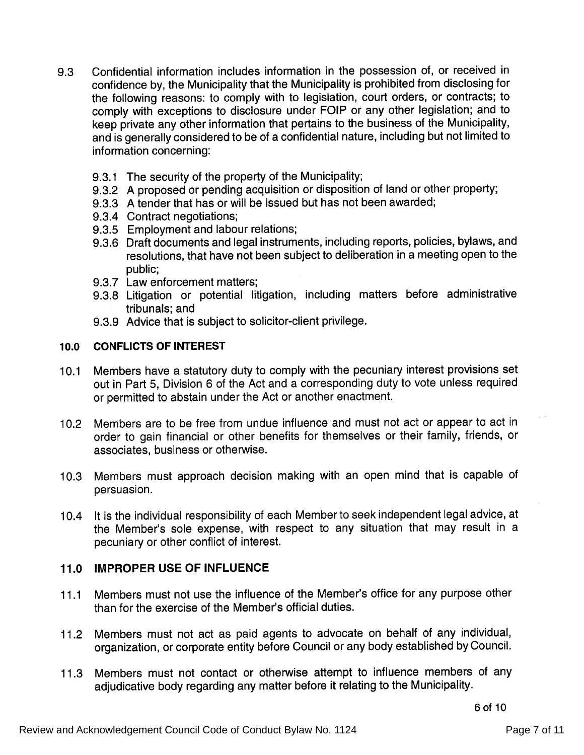9.3 Confidential information includes information in the possession of, or received in confidence by, the Municipality that the Municipality is prohibited from disclosing for the following reasons: to comply with to legislation, court orders, or contracts; to comply with exceptions to disclosure under FOIP or any other legislation; and to keep private any other information that pertains to the business of the Municipality, and is generally considered to be of a confidential nature, including but not limited to information concerning:

- 9.3.1 The security of the property of the Municipality;
- 9.3.2 A proposed or pending acquisition or disposition of land or other property;
- 9.3.3 A tender that has or will be issued but has not been awarded;
- 9.3.4 Contract negotiations;
- 9.3.5 Employment and labour relations;
- 9.3.6 Draft documents and legal instruments, including reports, policies, bylaws, and resolutions, that have not been subject to deliberation in a meeting open to the public;
- 9.3.7 Law enforcement matters;
- 9.3.8 Litigation or potential litigation, including matters before administrative tribunals; and
- 9.3.9 Advice that is subject to solicitor-client privilege.

## 10.0 CONFLICTS OF INTEREST

10.1 Members have a statutory duty to comply with the pecuniary interest provisions set out in Part 5, Division 6 of the Act and a corresponding duty to vote unless required or permitted to abstain under the Act or another enactment.

10.2 Members are to be free from undue influence and must not act or appear to act in order to gain financial or other benefits for themselves or their family, friends, or associates, business or otherwise.

10.3 Members must approach decision making with an open mind that is capable of persuasion.

10.4 It is the individual responsibility of each Member to seek independent legal advice, at the Member's sole expense, with respect to any situation that may result in a pecuniary or other conflict of interest.

## 11.0 IMPROPER USE OF INFLUENCE

11.1 Members must not use the influence of the Member's office for any purpose other than for the exercise of the Member's official duties.

11.2 Members must not act as paid agents to advocate on behalf of any individual, organization, or corporate entity before Council or any body established by Council.

11.3 Members must not contact or otherwise attempt to influence members of any adjudicative body regarding any matter before it relating to the Municipality.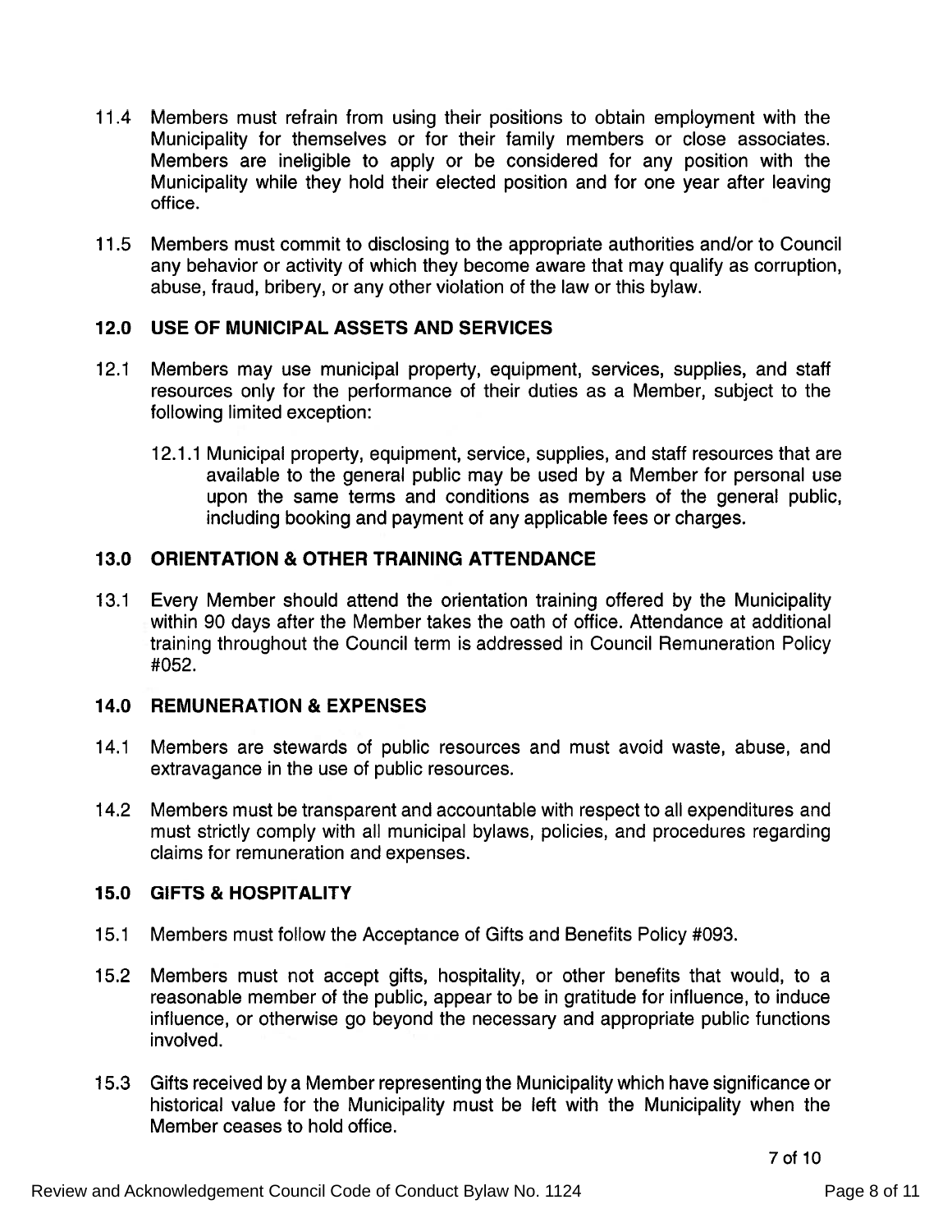11.4 Members must refrain from using their positions to obtain employment with the Municipality for themselves or for their family members or close associates. Members are ineligible to apply or be considered for any position with the Municipality while they hold their elected position and for one year after leaving office.

11.5 Members must commit to disclosing to the appropriate authorities and/or to Council any behavior or activity of which they become aware that may qualify as corruption, abuse, fraud, bribery, or any other violation of the law or this bylaw.

## 12.0 USE OF MUNICIPAL ASSETS AND SERVICES

12.1 Members may use municipal property, equipment, services, supplies, and staff resources only for the performance of their duties as a Member, subject to the following limited exception:

12.1.1 Municipal property, equipment, service, supplies, and staff resources that are available to the general public may be used by a Member for personal use upon the same terms and conditions as members of the general public, including booking and payment of any applicable fees or charges.

## 13.0 ORIENTATION & OTHER TRAINING ATTENDANCE

13.1 Every Member should attend the orientation training offered by the Municipality within 90 days after the Member takes the oath of office. Attendance at additional training throughout the Council term is addressed in Council Remuneration Policy #052.

## 14.0 REMUNERATION & EXPENSES

14.1 Members are stewards of public resources and must avoid waste, abuse, and extravagance in the use of public resources.

14.2 Members must be transparent and accountable with respect to all expenditures and must strictly comply with all municipal bylaws, policies, and procedures regarding claims for remuneration and expenses.

## 15.0 GIFTS & HOSPITALITY

15.1 Members must follow the Acceptance of Gifts and Benefits Policy #093.

15.2 Members must not accept gifts, hospitality, or other benefits that would, to a reasonable member of the public, appear to be in gratitude for influence, to induce influence, or otherwise go beyond the necessary and appropriate public functions involved.

15.3 Gifts received by a Member representing the Municipality which have significance or historical value for the Municipality must be left with the Municipality when the Member ceases to hold office.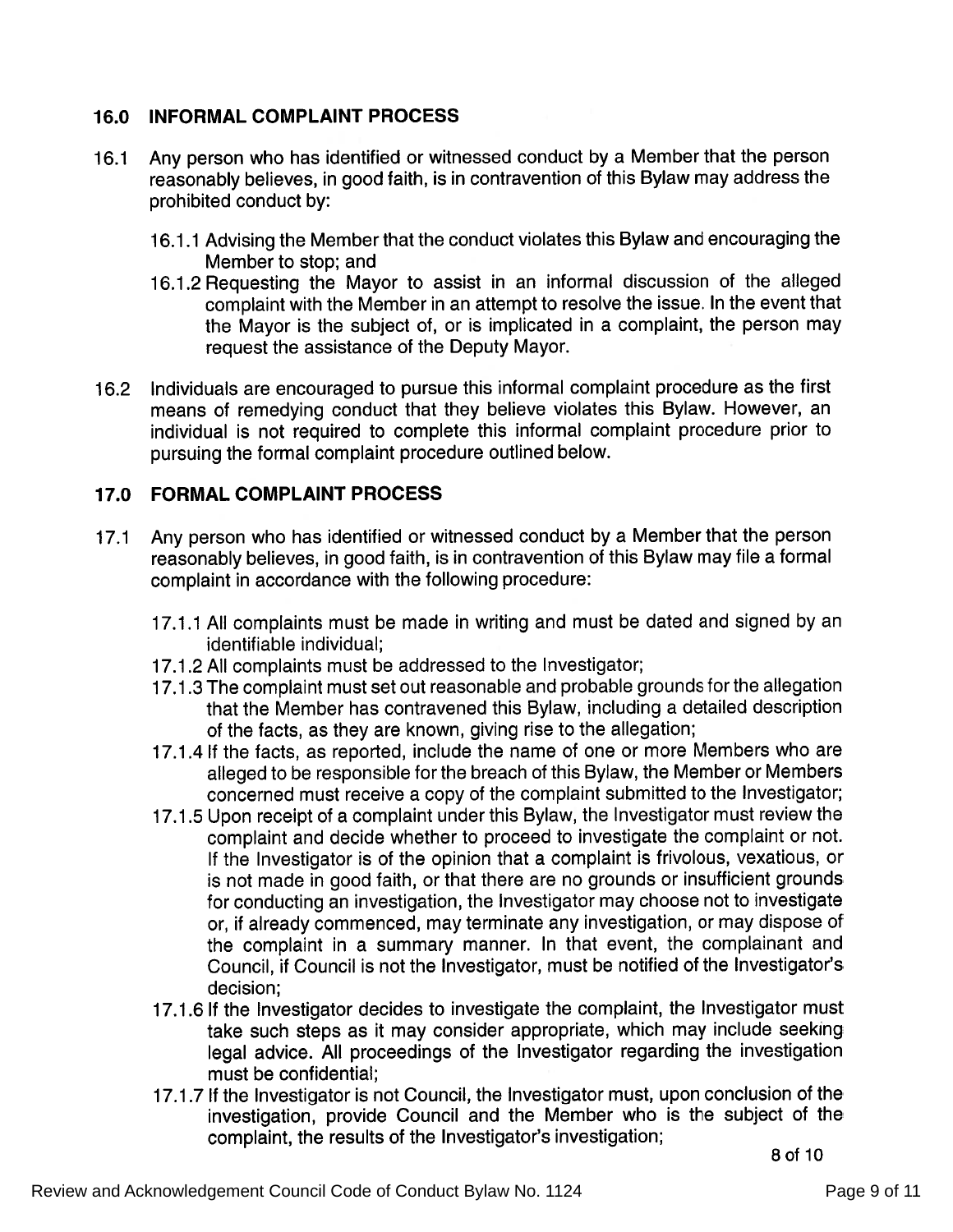## 16.0 INFORMAL COMPLAINT PROCESS

16.1 Any person who has identified or witnessed conduct by a Member that the person reasonably believes, in good faith, is in contravention of this Bylaw may address the prohibited conduct by:

- 16.1.1 Advising the Member that the conduct violates this Bylaw and encouraging the Member to stop; and
- 16.1.2 Requesting the Mayor to assist in an informal discussion of the alleged complaint with the Member in an attempt to resolve the issue. In the event that the Mayor is the subject of, or is implicated in a complaint, the person may request the assistance of the Deputy Mayor.

16.2 Individuals are encouraged to pursue this informal complaint procedure as the first means of remedying conduct that they believe violates this Bylaw. However, an individual is not required to complete this informal complaint procedure prior to pursuing the formal complaint procedure outlined below.

## 17.0 FORMAL COMPLAINT PROCESS

17.1 Any person who has identified or witnessed conduct by a Member that the person reasonably believes, in good faith, is in contravention of this Bylaw may file a formal complaint in accordance with the following procedure:

- 17.1.1 All complaints must be made in writing and must be dated and signed by an identifiable individual;
- 17.1.2 All complaints must be addressed to the Investigator;
- 17.1.3 The complaint must set out reasonable and probable grounds for the allegation that the Member has contravened this Bylaw, including a detailed description of the facts, as they are known, giving rise to the allegation;
- 17.1.4 If the facts, as reported, include the name of one or more Members who are alleged to be responsible for the breach of this Bylaw, the Member or Members concerned must receive a copy of the complaint submitted to the Investigator;
- 17.1.5 Upon receipt of a complaint under this Bylaw, the Investigator must review the complaint and decide whether to proceed to investigate the complaint or not. If the Investigator is of the opinion that a complaint is frivolous, vexatious, or is not made in good faith, or that there are no grounds or insufficient grounds for conducting an investigation, the Investigator may choose not to investigate or, if already commenced, may terminate any investigation, or may dispose of the complaint in a summary manner. In that event, the complainant and Council, if Council is not the Investigator, must be notified of the Investigator's decision;
- 17.1.6 If the Investigator decides to investigate the complaint, the Investigator must take such steps as it may consider appropriate, which may include seeking legal advice. All proceedings of the Investigator regarding the investigation must be confidential;
- 17.1.7 If the Investigator is not Council, the Investigator must, upon conclusion of the investigation, provide Council and the Member who is the subject of the complaint, the results of the Investigator's investigation;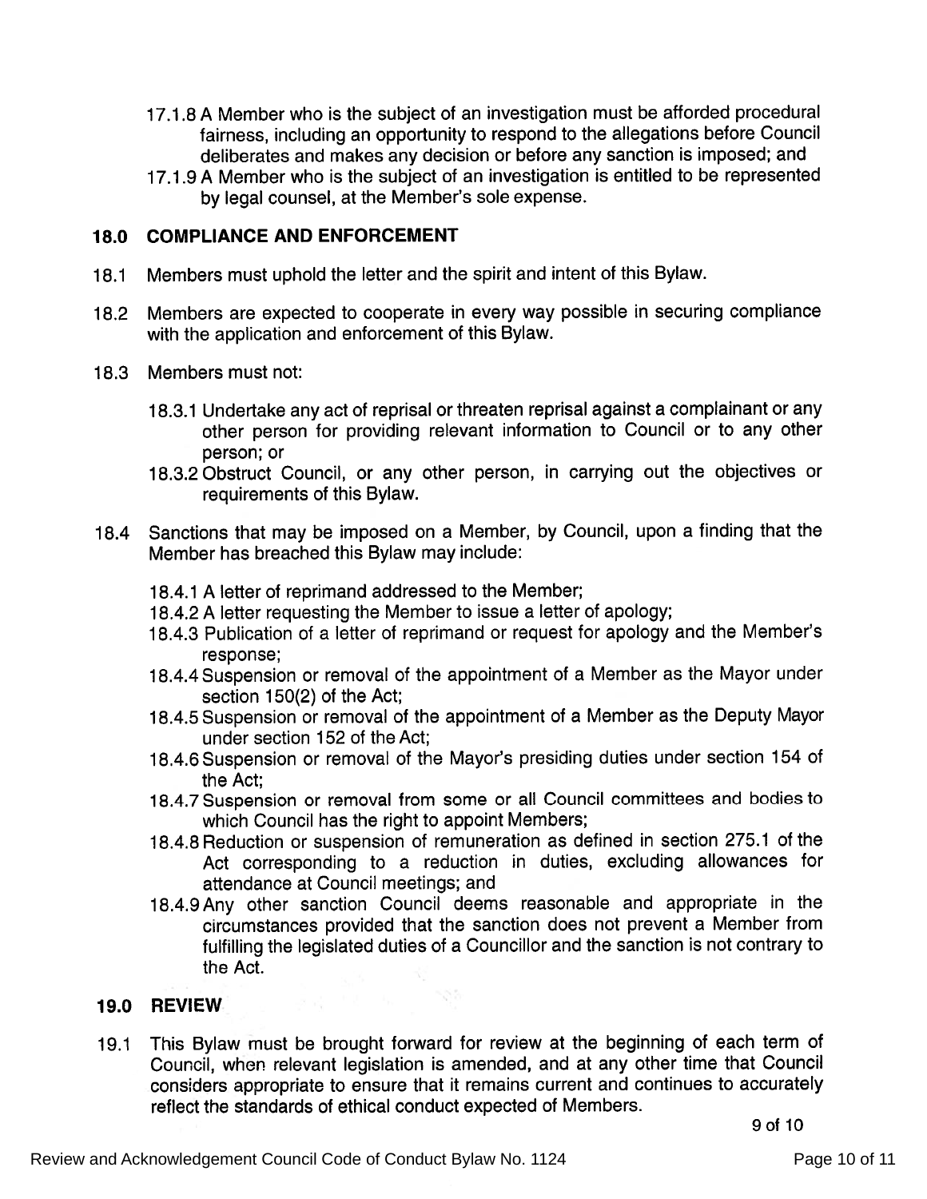17.1.8 A Member who is the subject of an investigation must be afforded procedural fairness, including an opportunity to respond to the allegations before Council deliberates and makes any decision or before any sanction is imposed; and

17.1.9 A Member who is the subject of an investigation is entitled to be represented by legal counsel, at the Member's sole expense.

## 18.0 COMPLIANCE AND ENFORCEMENT

18.1 Members must uphold the letter and the spirit and intent of this Bylaw.

18.2 Members are expected to cooperate in every way possible in securing compliance with the application and enforcement of this Bylaw.

18.3 Members must not:

18.3.1 Undertake any act of reprisal or threaten reprisal against a complainant or any other person for providing relevant information to Council or to any other person; or

18.3.2 Obstruct Council, or any other person, in carrying out the objectives or requirements of this Bylaw.

18.4 Sanctions that may be imposed on a Member, by Council, upon a finding that the Member has breached this Bylaw may include:

18.4.1 A letter of reprimand addressed to the Member;

18.4.2 A letter requesting the Member to issue a letter of apology;

18.4.3 Publication of a letter of reprimand or request for apology and the Member's response;

18.4.4 Suspension or removal of the appointment of a Member as the Mayor under section 150(2) of the Act;

18.4.5 Suspension or removal of the appointment of a Member as the Deputy Mayor under section 152 of the Act;

18.4.6 Suspension or removal of the Mayor's presiding duties under section 154 of the Act;

18.4.7 Suspension or removal from some or all Council committees and bodies to which Council has the right to appoint Members;

18.4.8 Reduction or suspension of remuneration as defined in section 275.1 of the Act corresponding to a reduction in duties, excluding allowances for attendance at Council meetings; and

18.4.9 Any other sanction Council deems reasonable and appropriate in the circumstances provided that the sanction does not prevent a Member from fulfilling the legislated duties of a Councillor and the sanction is not contrary to the Act.

## 19.0 REVIEW

19.1 This Bylaw must be brought forward for review at the beginning of each term of Council, when relevant legislation is amended, and at any other time that Council considers appropriate to ensure that it remains current and continues to accurately reflect the standards of ethical conduct expected of Members.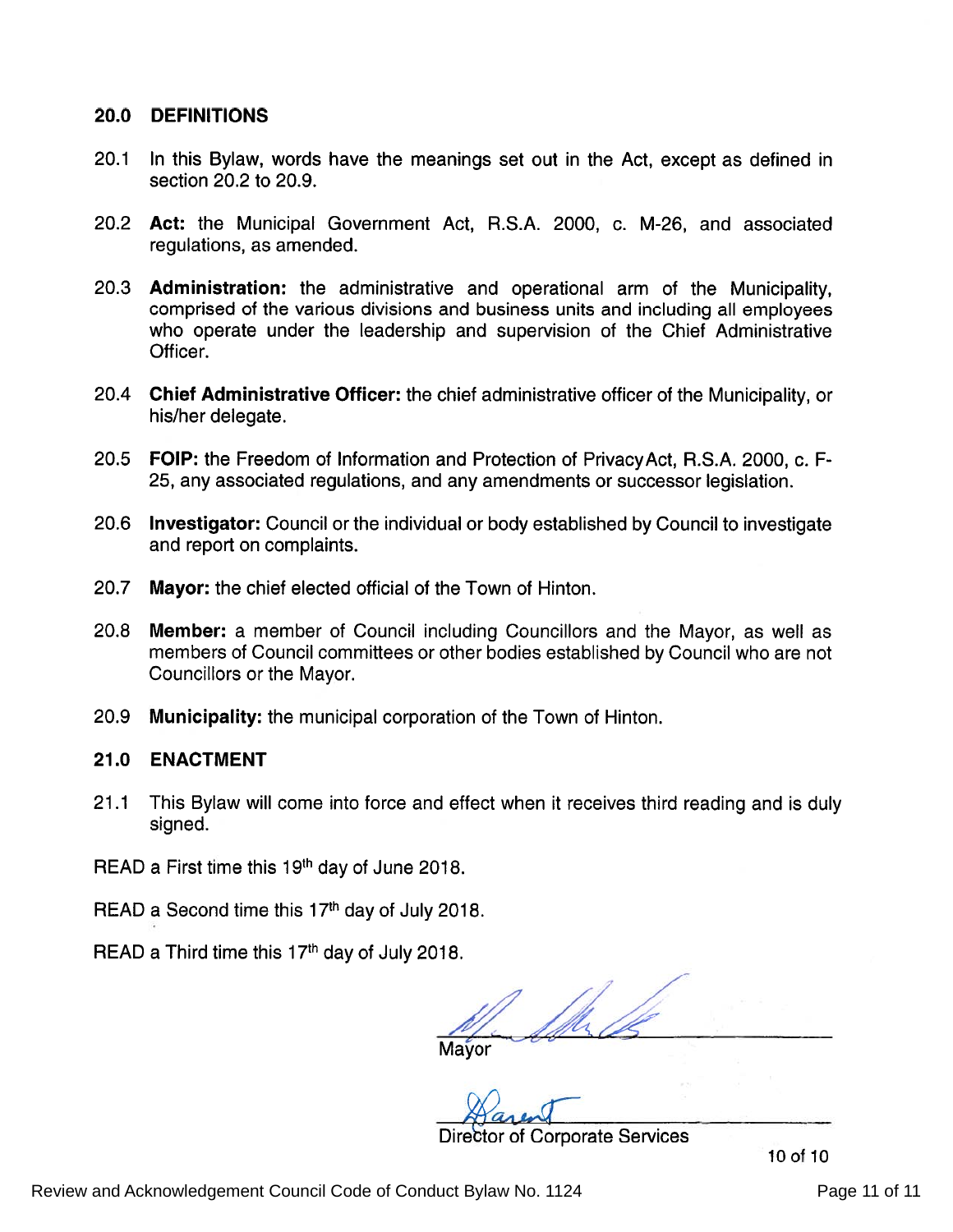## 20.0 DEFINITIONS

20.1 In this Bylaw, words have the meanings set out in the Act, except as defined in section 20.2 to 20.9.

20.2 **Act:** the Municipal Government Act, R.S.A. 2000, c. M-26, and associated regulations, as amended.

20.3 **Administration:** the administrative and operational arm of the Municipality, comprised of the various divisions and business units and including all employees who operate under the leadership and supervision of the Chief Administrative Officer.

20.4 **Chief Administrative Officer:** the chief administrative officer of the Municipality, or his/her delegate.

20.5 **FOIP:** the Freedom of Information and Protection of Privacy Act, R.S.A. 2000, c. F-25, any associated regulations, and any amendments or successor legislation.

20.6 **Investigator:** Council or the individual or body established by Council to investigate and report on complaints.

20.7 **Mayor:** the chief elected official of the Town of Hinton.

20.8 **Member:** a member of Council including Councillors and the Mayor, as well as members of Council committees or other bodies established by Council who are not Councillors or the Mayor.

20.9 **Municipality:** the municipal corporation of the Town of Hinton.

## 21.0 ENACTMENT

21.1 This Bylaw will come into force and effect when it receives third reading and is duly signed.

READ a First time this 19th day of June 2018.

READ a Second time this 17th day of July 2018.

READ a Third time this 17th day of July 2018.

Mayor

Director of Corporate Services